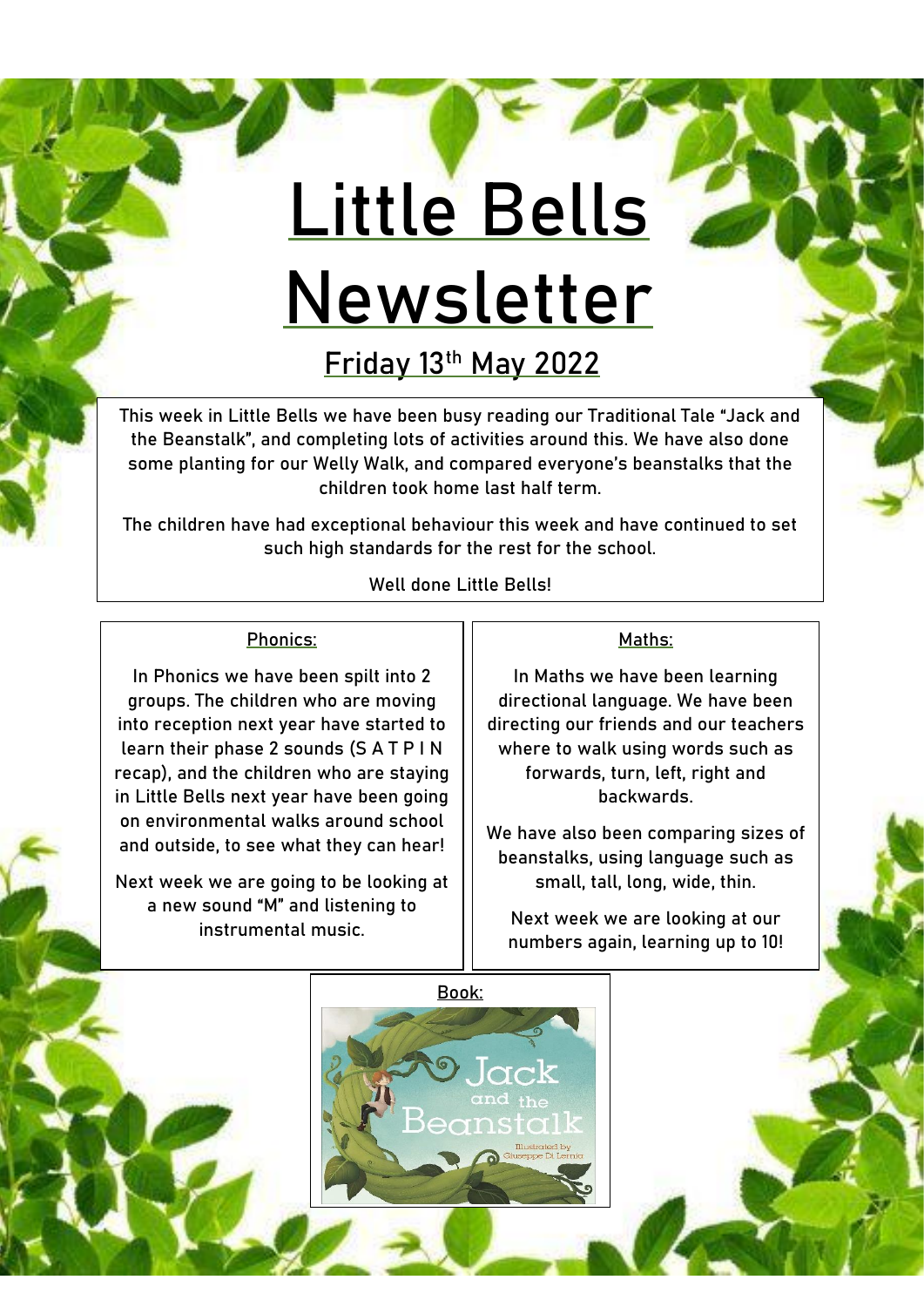# Little Bells Newsletter

## Friday 13th May 2022

This week in Little Bells we have been busy reading our Traditional Tale "Jack and the Beanstalk", and completing lots of activities around this. We have also done some planting for our Welly Walk, and compared everyone's beanstalks that the children took home last half term.

The children have had exceptional behaviour this week and have continued to set such high standards for the rest for the school.

Well done Little Bells!

### Phonics:

In Phonics we have been spilt into 2 groups. The children who are moving into reception next year have started to learn their phase 2 sounds (S A T P I N recap), and the children who are staying in Little Bells next year have been going on environmental walks around school and outside, to see what they can hear!

Next week we are going to be looking at a new sound "M" and listening to instrumental music.

### Maths:

In Maths we have been learning directional language. We have been directing our friends and our teachers where to walk using words such as forwards, turn, left, right and backwards.

We have also been comparing sizes of beanstalks, using language such as small, tall, long, wide, thin.

Next week we are looking at our numbers again, learning up to 10!

### Book:

Jack and the Beanstalk

Illustrated by Giuseppe Di Lernia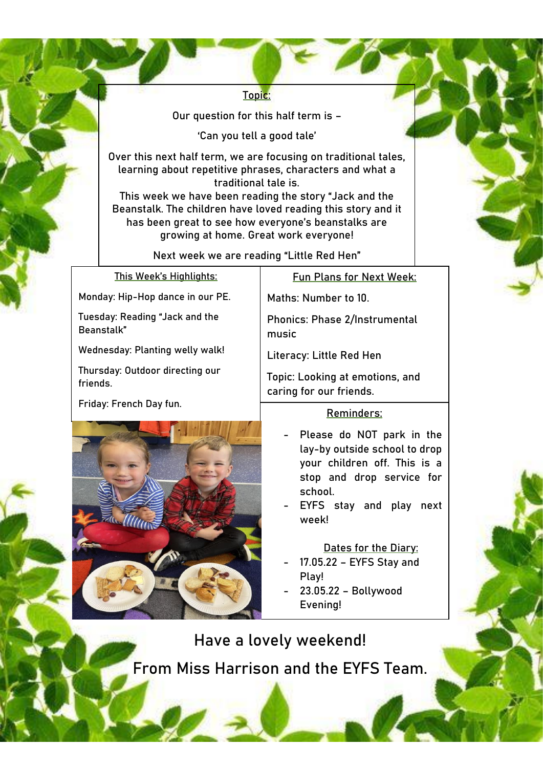## Topic:

Our question for this half term is –

'Can you tell a good tale'

Over this next half term, we are focusing on traditional tales, learning about repetitive phrases, characters and what a traditional tale is.
This week we have been reading the story "Jack and the Beanstalk. The children have loved reading this story and it has been great to see how everyone's beanstalks are growing at home. Great work everyone!

Next week we are reading "Little Red Hen"

### This Week's Highlights:

Monday: Hip-Hop dance in our PE.

Tuesday: Reading "Jack and the Beanstalk"

Wednesday: Planting welly walk!

Thursday: Outdoor directing our friends.

Friday: French Day fun.

### Fun Plans for Next Week:

Maths: Number to 10.

Phonics: Phase 2/Instrumental music

Literacy: Little Red Hen

Topic: Looking at emotions, and caring for our friends.

### Reminders:

- Please do NOT park in the lay-by outside school to drop your children off. This is a stop and drop service for school.
- EYFS stay and play next week!

### Dates for the Diary:

- 17.05.22 – EYFS Stay and Play!
- 23.05.22 – Bollywood Evening!

Have a lovely weekend!

From Miss Harrison and the EYFS Team.